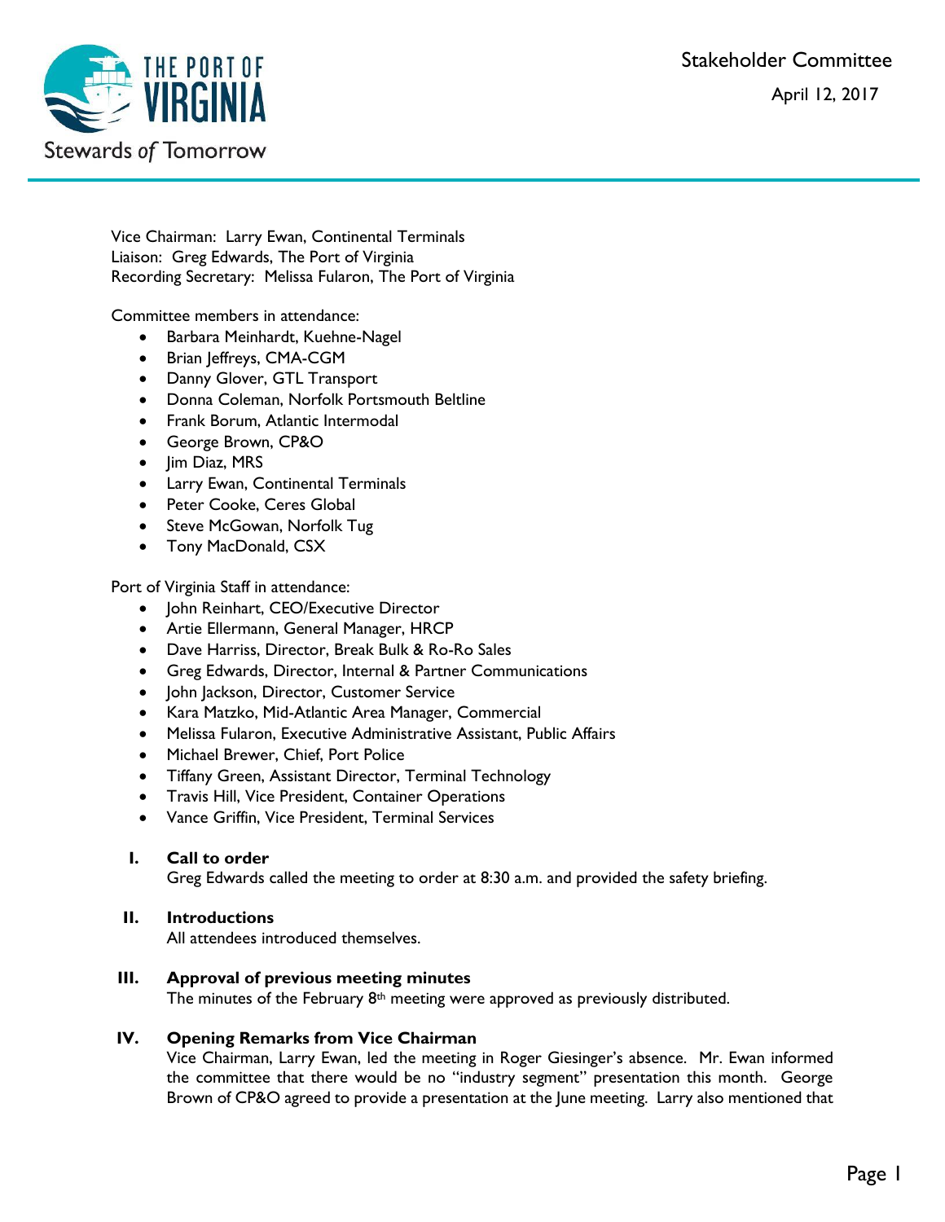THE PORT OF VIRGINIA

Stewards *of* Tomorrow

# Stakeholder Committee

April 12, 2017

Vice Chairman: Larry Ewan, Continental Terminals
Liaison: Greg Edwards, The Port of Virginia
Recording Secretary: Melissa Fularon, The Port of Virginia

Committee members in attendance:

- Barbara Meinhardt, Kuehne-Nagel
- Brian Jeffreys, CMA-CGM
- Danny Glover, GTL Transport
- Donna Coleman, Norfolk Portsmouth Beltline
- Frank Borum, Atlantic Intermodal
- George Brown, CP&O
- Jim Diaz, MRS
- Larry Ewan, Continental Terminals
- Peter Cooke, Ceres Global
- Steve McGowan, Norfolk Tug
- Tony MacDonald, CSX

Port of Virginia Staff in attendance:

- John Reinhart, CEO/Executive Director
- Artie Ellermann, General Manager, HRCP
- Dave Harriss, Director, Break Bulk & Ro-Ro Sales
- Greg Edwards, Director, Internal & Partner Communications
- John Jackson, Director, Customer Service
- Kara Matzko, Mid-Atlantic Area Manager, Commercial
- Melissa Fularon, Executive Administrative Assistant, Public Affairs
- Michael Brewer, Chief, Port Police
- Tiffany Green, Assistant Director, Terminal Technology
- Travis Hill, Vice President, Container Operations
- Vance Griffin, Vice President, Terminal Services

## I. Call to order

Greg Edwards called the meeting to order at 8:30 a.m. and provided the safety briefing.

## II. Introductions

All attendees introduced themselves.

## III. Approval of previous meeting minutes

The minutes of the February 8th meeting were approved as previously distributed.

## IV. Opening Remarks from Vice Chairman

Vice Chairman, Larry Ewan, led the meeting in Roger Giesinger's absence. Mr. Ewan informed the committee that there would be no "industry segment" presentation this month. George Brown of CP&O agreed to provide a presentation at the June meeting. Larry also mentioned that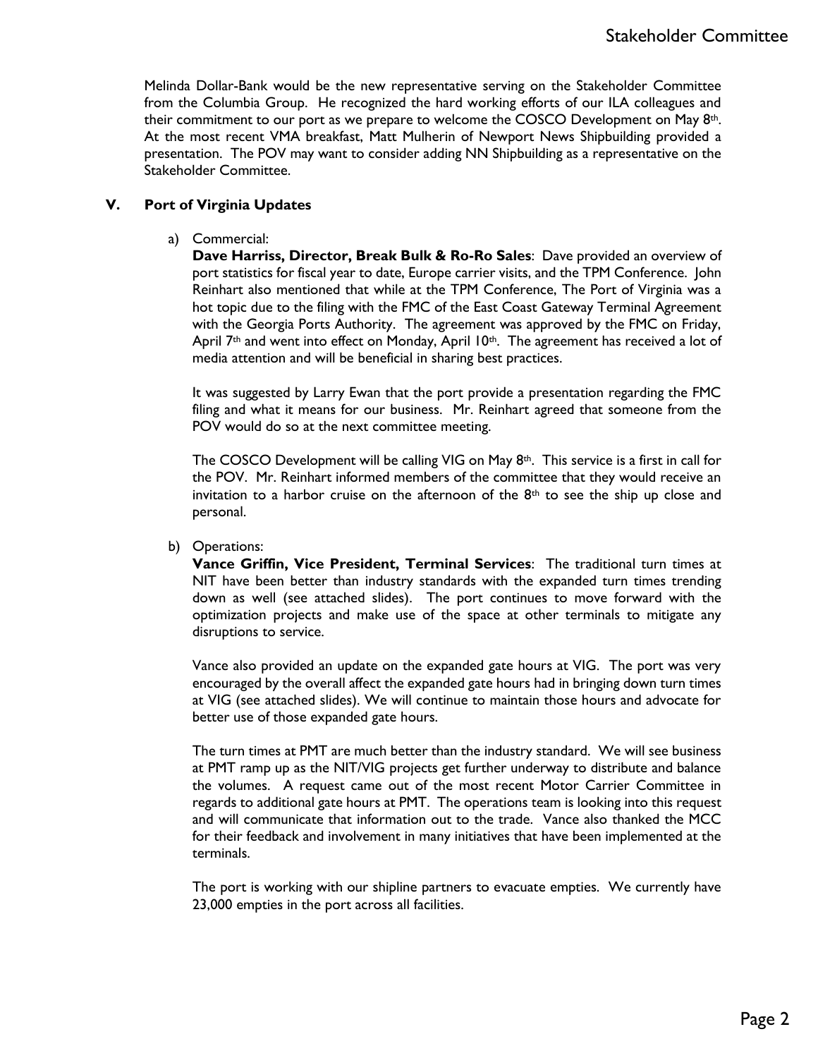Melinda Dollar-Bank would be the new representative serving on the Stakeholder Committee from the Columbia Group. He recognized the hard working efforts of our ILA colleagues and their commitment to our port as we prepare to welcome the COSCO Development on May 8th. At the most recent VMA breakfast, Matt Mulherin of Newport News Shipbuilding provided a presentation. The POV may want to consider adding NN Shipbuilding as a representative on the Stakeholder Committee.

## V. Port of Virginia Updates

a) Commercial:

**Dave Harriss, Director, Break Bulk & Ro-Ro Sales**: Dave provided an overview of port statistics for fiscal year to date, Europe carrier visits, and the TPM Conference. John Reinhart also mentioned that while at the TPM Conference, The Port of Virginia was a hot topic due to the filing with the FMC of the East Coast Gateway Terminal Agreement with the Georgia Ports Authority. The agreement was approved by the FMC on Friday, April 7th and went into effect on Monday, April 10th. The agreement has received a lot of media attention and will be beneficial in sharing best practices.

It was suggested by Larry Ewan that the port provide a presentation regarding the FMC filing and what it means for our business. Mr. Reinhart agreed that someone from the POV would do so at the next committee meeting.

The COSCO Development will be calling VIG on May 8th. This service is a first in call for the POV. Mr. Reinhart informed members of the committee that they would receive an invitation to a harbor cruise on the afternoon of the 8th to see the ship up close and personal.

b) Operations:

**Vance Griffin, Vice President, Terminal Services**: The traditional turn times at NIT have been better than industry standards with the expanded turn times trending down as well (see attached slides). The port continues to move forward with the optimization projects and make use of the space at other terminals to mitigate any disruptions to service.

Vance also provided an update on the expanded gate hours at VIG. The port was very encouraged by the overall affect the expanded gate hours had in bringing down turn times at VIG (see attached slides). We will continue to maintain those hours and advocate for better use of those expanded gate hours.

The turn times at PMT are much better than the industry standard. We will see business at PMT ramp up as the NIT/VIG projects get further underway to distribute and balance the volumes. A request came out of the most recent Motor Carrier Committee in regards to additional gate hours at PMT. The operations team is looking into this request and will communicate that information out to the trade. Vance also thanked the MCC for their feedback and involvement in many initiatives that have been implemented at the terminals.

The port is working with our shipline partners to evacuate empties. We currently have 23,000 empties in the port across all facilities.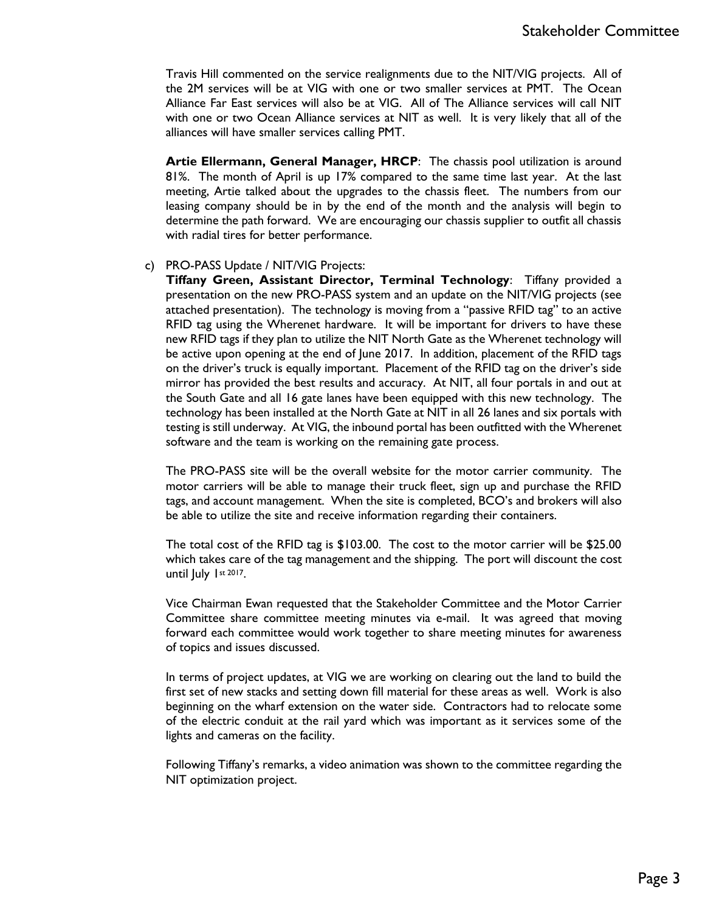Travis Hill commented on the service realignments due to the NIT/VIG projects. All of the 2M services will be at VIG with one or two smaller services at PMT. The Ocean Alliance Far East services will also be at VIG. All of The Alliance services will call NIT with one or two Ocean Alliance services at NIT as well. It is very likely that all of the alliances will have smaller services calling PMT.

**Artie Ellermann, General Manager, HRCP**: The chassis pool utilization is around 81%. The month of April is up 17% compared to the same time last year. At the last meeting, Artie talked about the upgrades to the chassis fleet. The numbers from our leasing company should be in by the end of the month and the analysis will begin to determine the path forward. We are encouraging our chassis supplier to outfit all chassis with radial tires for better performance.

c) PRO-PASS Update / NIT/VIG Projects:
**Tiffany Green, Assistant Director, Terminal Technology**: Tiffany provided a presentation on the new PRO-PASS system and an update on the NIT/VIG projects (see attached presentation). The technology is moving from a "passive RFID tag" to an active RFID tag using the Wherenet hardware. It will be important for drivers to have these new RFID tags if they plan to utilize the NIT North Gate as the Wherenet technology will be active upon opening at the end of June 2017. In addition, placement of the RFID tags on the driver's truck is equally important. Placement of the RFID tag on the driver's side mirror has provided the best results and accuracy. At NIT, all four portals in and out at the South Gate and all 16 gate lanes have been equipped with this new technology. The technology has been installed at the North Gate at NIT in all 26 lanes and six portals with testing is still underway. At VIG, the inbound portal has been outfitted with the Wherenet software and the team is working on the remaining gate process.

The PRO-PASS site will be the overall website for the motor carrier community. The motor carriers will be able to manage their truck fleet, sign up and purchase the RFID tags, and account management. When the site is completed, BCO's and brokers will also be able to utilize the site and receive information regarding their containers.

The total cost of the RFID tag is $103.00. The cost to the motor carrier will be $25.00 which takes care of the tag management and the shipping. The port will discount the cost until July 1st 2017.

Vice Chairman Ewan requested that the Stakeholder Committee and the Motor Carrier Committee share committee meeting minutes via e-mail. It was agreed that moving forward each committee would work together to share meeting minutes for awareness of topics and issues discussed.

In terms of project updates, at VIG we are working on clearing out the land to build the first set of new stacks and setting down fill material for these areas as well. Work is also beginning on the wharf extension on the water side. Contractors had to relocate some of the electric conduit at the rail yard which was important as it services some of the lights and cameras on the facility.

Following Tiffany's remarks, a video animation was shown to the committee regarding the NIT optimization project.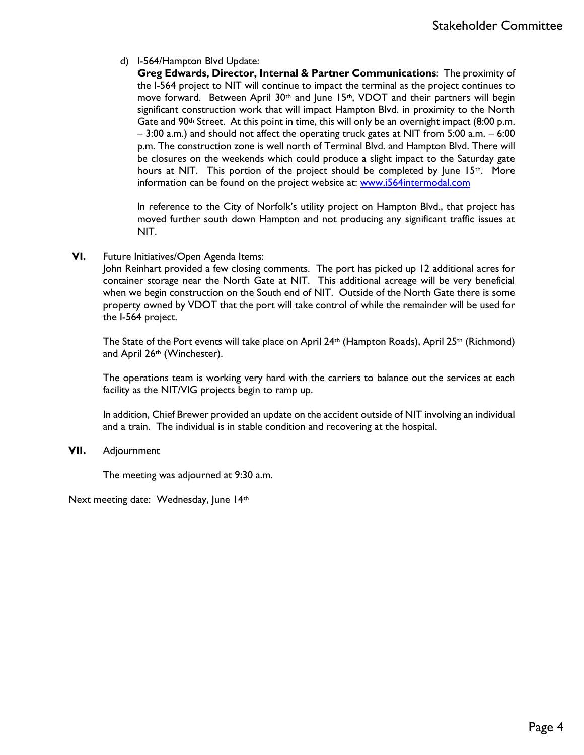d) I-564/Hampton Blvd Update:
**Greg Edwards, Director, Internal & Partner Communications**: The proximity of the I-564 project to NIT will continue to impact the terminal as the project continues to move forward. Between April 30th and June 15th, VDOT and their partners will begin significant construction work that will impact Hampton Blvd. in proximity to the North Gate and 90th Street. At this point in time, this will only be an overnight impact (8:00 p.m. – 3:00 a.m.) and should not affect the operating truck gates at NIT from 5:00 a.m. – 6:00 p.m. The construction zone is well north of Terminal Blvd. and Hampton Blvd. There will be closures on the weekends which could produce a slight impact to the Saturday gate hours at NIT. This portion of the project should be completed by June 15th. More information can be found on the project website at: [www.i564intermodal.com](http://www.i564intermodal.com)

In reference to the City of Norfolk's utility project on Hampton Blvd., that project has moved further south down Hampton and not producing any significant traffic issues at NIT.

**VI.** Future Initiatives/Open Agenda Items:

John Reinhart provided a few closing comments. The port has picked up 12 additional acres for container storage near the North Gate at NIT. This additional acreage will be very beneficial when we begin construction on the South end of NIT. Outside of the North Gate there is some property owned by VDOT that the port will take control of while the remainder will be used for the I-564 project.

The State of the Port events will take place on April 24th (Hampton Roads), April 25th (Richmond) and April 26th (Winchester).

The operations team is working very hard with the carriers to balance out the services at each facility as the NIT/VIG projects begin to ramp up.

In addition, Chief Brewer provided an update on the accident outside of NIT involving an individual and a train. The individual is in stable condition and recovering at the hospital.

**VII.** Adjournment

The meeting was adjourned at 9:30 a.m.

Next meeting date: Wednesday, June 14th